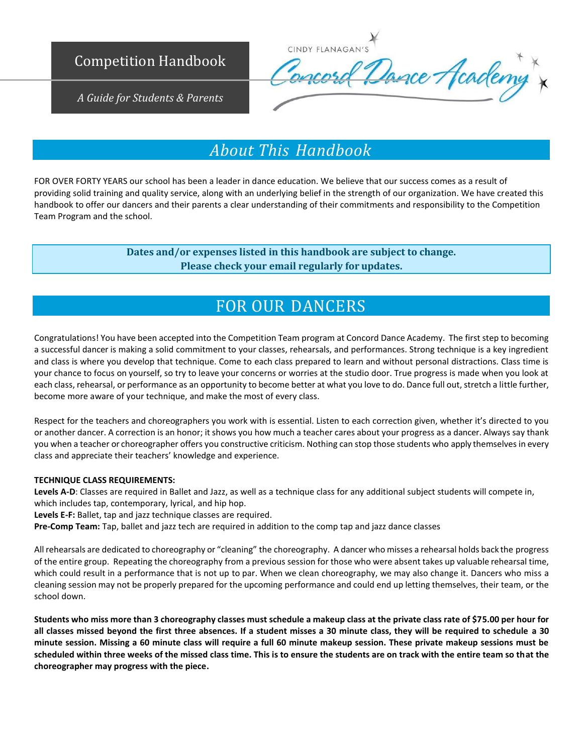Competition Handbook

*A Guide for Students & Parents*

CINDY FLANAGAN'S Concord Dance Academy

# *About This Handbook*

FOR OVER FORTY YEARS our school has been a leader in dance education. We believe that our success comes as a result of providing solid training and quality service, along with an underlying belief in the strength of our organization. We have created this handbook to offer our dancers and their parents a clear understanding of their commitments and responsibility to the Competition Team Program and the school.

**Dates and/or expenses listed in this handbook are subject to change.**
**Please check your email regularly for updates.**

# FOR OUR DANCERS

Congratulations! You have been accepted into the Competition Team program at Concord Dance Academy. The first step to becoming a successful dancer is making a solid commitment to your classes, rehearsals, and performances. Strong technique is a key ingredient and class is where you develop that technique. Come to each class prepared to learn and without personal distractions. Class time is your chance to focus on yourself, so try to leave your concerns or worries at the studio door. True progress is made when you look at each class, rehearsal, or performance as an opportunity to become better at what you love to do. Dance full out, stretch a little further, become more aware of your technique, and make the most of every class.

Respect for the teachers and choreographers you work with is essential. Listen to each correction given, whether it's directed to you or another dancer. A correction is an honor; it shows you how much a teacher cares about your progress as a dancer. Always say thank you when a teacher or choreographer offers you constructive criticism. Nothing can stop those students who apply themselves in every class and appreciate their teachers' knowledge and experience.

**TECHNIQUE CLASS REQUIREMENTS:**

**Levels A-D**: Classes are required in Ballet and Jazz, as well as a technique class for any additional subject students will compete in, which includes tap, contemporary, lyrical, and hip hop.

**Levels E-F:** Ballet, tap and jazz technique classes are required.

**Pre-Comp Team:** Tap, ballet and jazz tech are required in addition to the comp tap and jazz dance classes

All rehearsals are dedicated to choreography or "cleaning" the choreography. A dancer who misses a rehearsal holds back the progress of the entire group. Repeating the choreography from a previous session for those who were absent takes up valuable rehearsal time, which could result in a performance that is not up to par. When we clean choreography, we may also change it. Dancers who miss a cleaning session may not be properly prepared for the upcoming performance and could end up letting themselves, their team, or the school down.

**Students who miss more than 3 choreography classes must schedule a makeup class at the private class rate of $75.00 per hour for all classes missed beyond the first three absences. If a student misses a 30 minute class, they will be required to schedule a 30 minute session. Missing a 60 minute class will require a full 60 minute makeup session. These private makeup sessions must be scheduled within three weeks of the missed class time. This is to ensure the students are on track with the entire team so that the choreographer may progress with the piece.**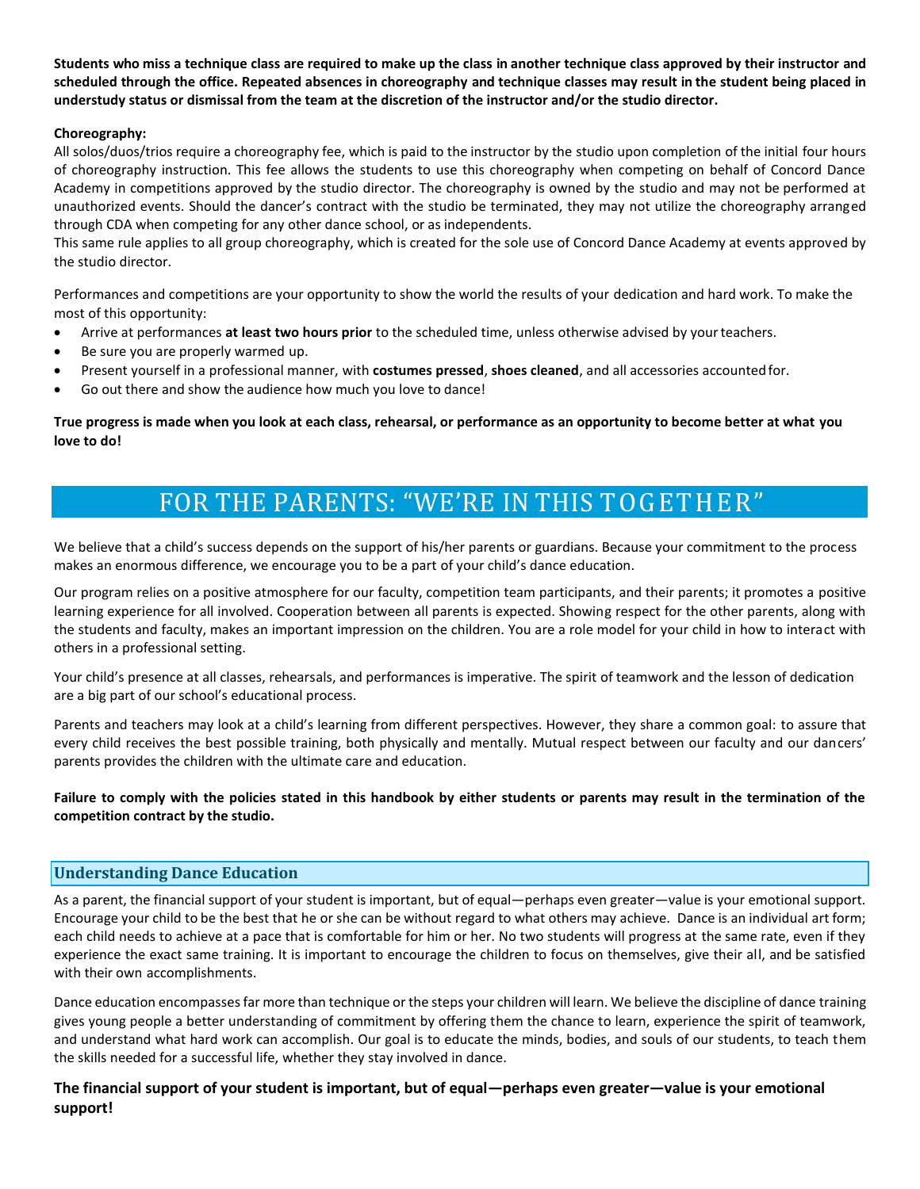**Students who miss a technique class are required to make up the class in another technique class approved by their instructor and scheduled through the office. Repeated absences in choreography and technique classes may result in the student being placed in understudy status or dismissal from the team at the discretion of the instructor and/or the studio director.**

**Choreography:**

All solos/duos/trios require a choreography fee, which is paid to the instructor by the studio upon completion of the initial four hours of choreography instruction. This fee allows the students to use this choreography when competing on behalf of Concord Dance Academy in competitions approved by the studio director. The choreography is owned by the studio and may not be performed at unauthorized events. Should the dancer's contract with the studio be terminated, they may not utilize the choreography arranged through CDA when competing for any other dance school, or as independents.

This same rule applies to all group choreography, which is created for the sole use of Concord Dance Academy at events approved by the studio director.

Performances and competitions are your opportunity to show the world the results of your dedication and hard work. To make the most of this opportunity:

- Arrive at performances **at least two hours prior** to the scheduled time, unless otherwise advised by your teachers.
- Be sure you are properly warmed up.
- Present yourself in a professional manner, with **costumes pressed**, **shoes cleaned**, and all accessories accounted for.
- Go out there and show the audience how much you love to dance!

**True progress is made when you look at each class, rehearsal, or performance as an opportunity to become better at what you love to do!**

## FOR THE PARENTS: "WE'RE IN THIS TOGETHER"

We believe that a child's success depends on the support of his/her parents or guardians. Because your commitment to the process makes an enormous difference, we encourage you to be a part of your child's dance education.

Our program relies on a positive atmosphere for our faculty, competition team participants, and their parents; it promotes a positive learning experience for all involved. Cooperation between all parents is expected. Showing respect for the other parents, along with the students and faculty, makes an important impression on the children. You are a role model for your child in how to interact with others in a professional setting.

Your child's presence at all classes, rehearsals, and performances is imperative. The spirit of teamwork and the lesson of dedication are a big part of our school's educational process.

Parents and teachers may look at a child's learning from different perspectives. However, they share a common goal: to assure that every child receives the best possible training, both physically and mentally. Mutual respect between our faculty and our dancers' parents provides the children with the ultimate care and education.

**Failure to comply with the policies stated in this handbook by either students or parents may result in the termination of the competition contract by the studio.**

### Understanding Dance Education

As a parent, the financial support of your student is important, but of equal—perhaps even greater—value is your emotional support. Encourage your child to be the best that he or she can be without regard to what others may achieve. Dance is an individual art form; each child needs to achieve at a pace that is comfortable for him or her. No two students will progress at the same rate, even if they experience the exact same training. It is important to encourage the children to focus on themselves, give their all, and be satisfied with their own accomplishments.

Dance education encompasses far more than technique or the steps your children will learn. We believe the discipline of dance training gives young people a better understanding of commitment by offering them the chance to learn, experience the spirit of teamwork, and understand what hard work can accomplish. Our goal is to educate the minds, bodies, and souls of our students, to teach them the skills needed for a successful life, whether they stay involved in dance.

**The financial support of your student is important, but of equal—perhaps even greater—value is your emotional support!**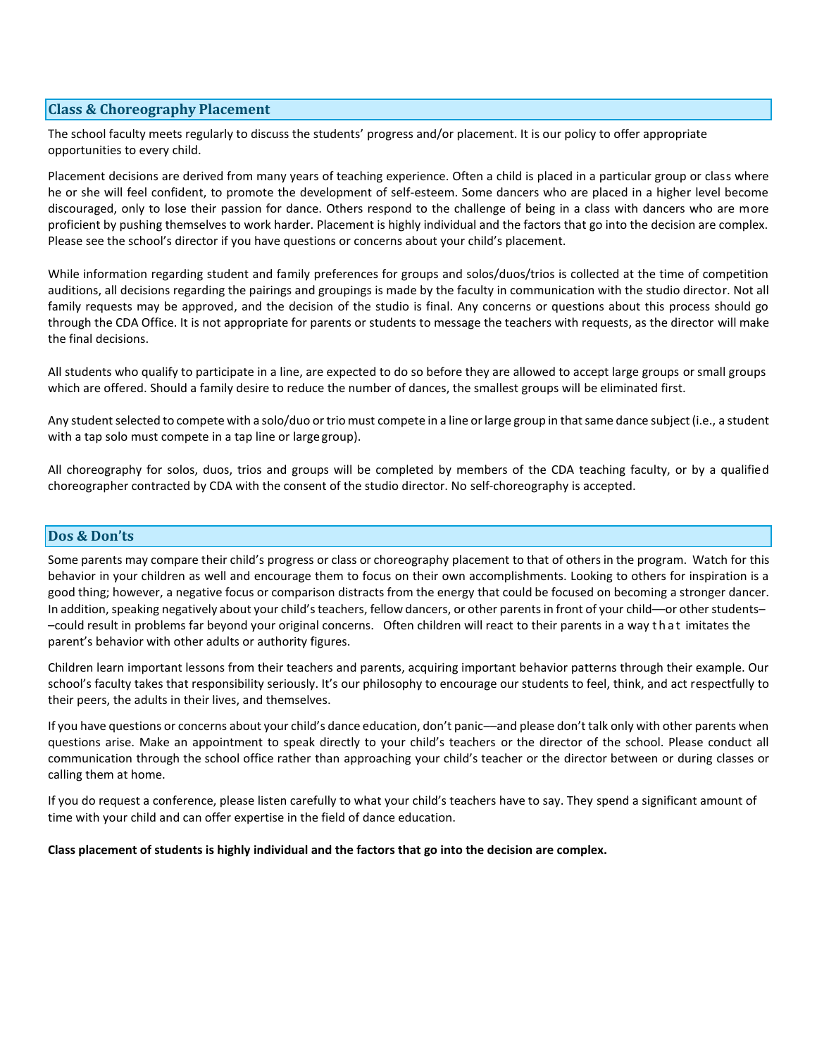## Class & Choreography Placement

The school faculty meets regularly to discuss the students' progress and/or placement. It is our policy to offer appropriate opportunities to every child.

Placement decisions are derived from many years of teaching experience. Often a child is placed in a particular group or class where he or she will feel confident, to promote the development of self-esteem. Some dancers who are placed in a higher level become discouraged, only to lose their passion for dance. Others respond to the challenge of being in a class with dancers who are more proficient by pushing themselves to work harder. Placement is highly individual and the factors that go into the decision are complex. Please see the school's director if you have questions or concerns about your child's placement.

While information regarding student and family preferences for groups and solos/duos/trios is collected at the time of competition auditions, all decisions regarding the pairings and groupings is made by the faculty in communication with the studio director. Not all family requests may be approved, and the decision of the studio is final. Any concerns or questions about this process should go through the CDA Office. It is not appropriate for parents or students to message the teachers with requests, as the director will make the final decisions.

All students who qualify to participate in a line, are expected to do so before they are allowed to accept large groups or small groups which are offered. Should a family desire to reduce the number of dances, the smallest groups will be eliminated first.

Any student selected to compete with a solo/duo or trio must compete in a line or large group in that same dance subject (i.e., a student with a tap solo must compete in a tap line or large group).

All choreography for solos, duos, trios and groups will be completed by members of the CDA teaching faculty, or by a qualified choreographer contracted by CDA with the consent of the studio director. No self-choreography is accepted.

## Dos & Don'ts

Some parents may compare their child's progress or class or choreography placement to that of others in the program. Watch for this behavior in your children as well and encourage them to focus on their own accomplishments. Looking to others for inspiration is a good thing; however, a negative focus or comparison distracts from the energy that could be focused on becoming a stronger dancer. In addition, speaking negatively about your child's teachers, fellow dancers, or other parents in front of your child—or other students—could result in problems far beyond your original concerns. Often children will react to their parents in a way that imitates the parent's behavior with other adults or authority figures.

Children learn important lessons from their teachers and parents, acquiring important behavior patterns through their example. Our school's faculty takes that responsibility seriously. It's our philosophy to encourage our students to feel, think, and act respectfully to their peers, the adults in their lives, and themselves.

If you have questions or concerns about your child's dance education, don't panic—and please don't talk only with other parents when questions arise. Make an appointment to speak directly to your child's teachers or the director of the school. Please conduct all communication through the school office rather than approaching your child's teacher or the director between or during classes or calling them at home.

If you do request a conference, please listen carefully to what your child's teachers have to say. They spend a significant amount of time with your child and can offer expertise in the field of dance education.

**Class placement of students is highly individual and the factors that go into the decision are complex.**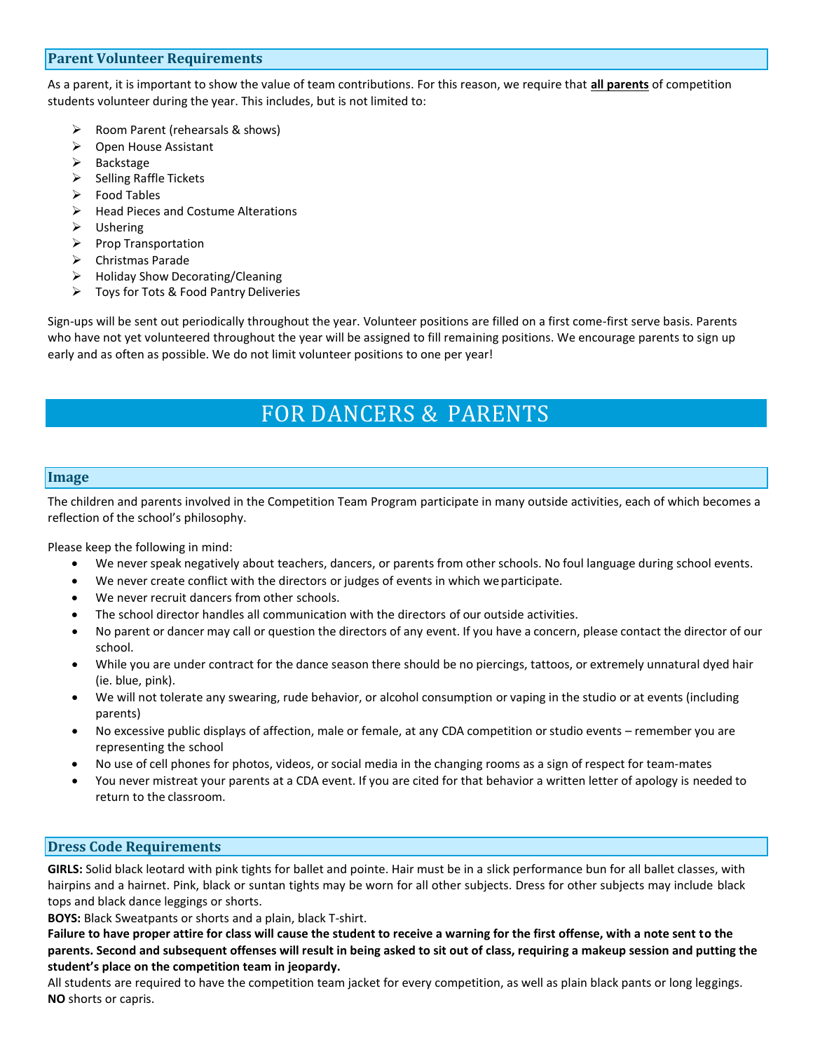## Parent Volunteer Requirements

As a parent, it is important to show the value of team contributions. For this reason, we require that **all parents** of competition students volunteer during the year. This includes, but is not limited to:

- Room Parent (rehearsals & shows)
- Open House Assistant
- Backstage
- Selling Raffle Tickets
- Food Tables
- Head Pieces and Costume Alterations
- Ushering
- Prop Transportation
- Christmas Parade
- Holiday Show Decorating/Cleaning
- Toys for Tots & Food Pantry Deliveries

Sign-ups will be sent out periodically throughout the year. Volunteer positions are filled on a first come-first serve basis. Parents who have not yet volunteered throughout the year will be assigned to fill remaining positions. We encourage parents to sign up early and as often as possible. We do not limit volunteer positions to one per year!

# FOR DANCERS & PARENTS

## Image

The children and parents involved in the Competition Team Program participate in many outside activities, each of which becomes a reflection of the school's philosophy.

Please keep the following in mind:

- We never speak negatively about teachers, dancers, or parents from other schools. No foul language during school events.
- We never create conflict with the directors or judges of events in which we participate.
- We never recruit dancers from other schools.
- The school director handles all communication with the directors of our outside activities.
- No parent or dancer may call or question the directors of any event. If you have a concern, please contact the director of our school.
- While you are under contract for the dance season there should be no piercings, tattoos, or extremely unnatural dyed hair (ie. blue, pink).
- We will not tolerate any swearing, rude behavior, or alcohol consumption or vaping in the studio or at events (including parents)
- No excessive public displays of affection, male or female, at any CDA competition or studio events – remember you are representing the school
- No use of cell phones for photos, videos, or social media in the changing rooms as a sign of respect for team-mates
- You never mistreat your parents at a CDA event. If you are cited for that behavior a written letter of apology is needed to return to the classroom.

## Dress Code Requirements

**GIRLS:** Solid black leotard with pink tights for ballet and pointe. Hair must be in a slick performance bun for all ballet classes, with hairpins and a hairnet. Pink, black or suntan tights may be worn for all other subjects. Dress for other subjects may include black tops and black dance leggings or shorts.

**BOYS:** Black Sweatpants or shorts and a plain, black T-shirt.

**Failure to have proper attire for class will cause the student to receive a warning for the first offense, with a note sent to the parents. Second and subsequent offenses will result in being asked to sit out of class, requiring a makeup session and putting the student's place on the competition team in jeopardy.**

All students are required to have the competition team jacket for every competition, as well as plain black pants or long leggings. **NO** shorts or capris.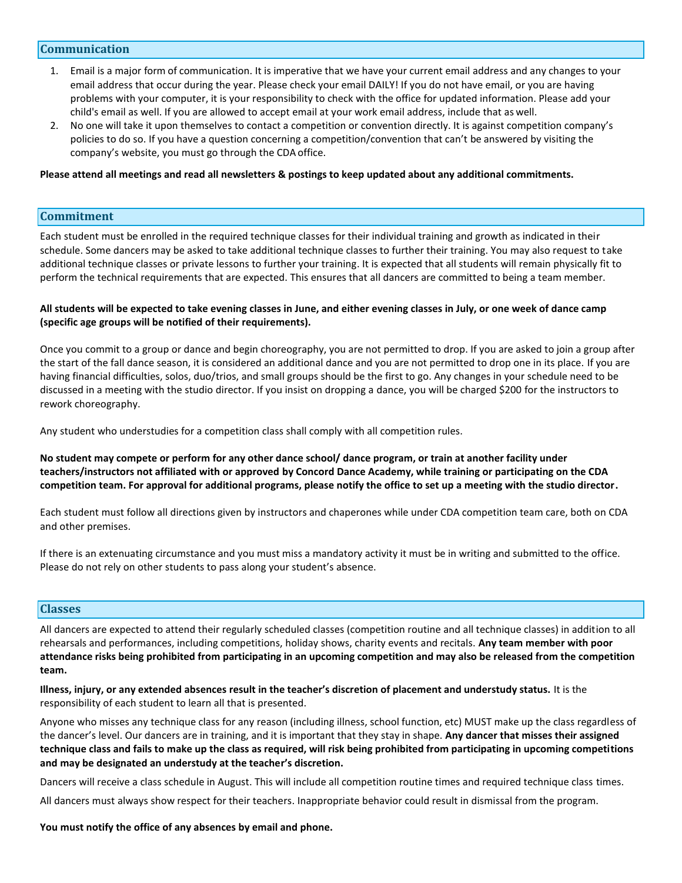## Communication

1. Email is a major form of communication. It is imperative that we have your current email address and any changes to your email address that occur during the year. Please check your email DAILY! If you do not have email, or you are having problems with your computer, it is your responsibility to check with the office for updated information. Please add your child's email as well. If you are allowed to accept email at your work email address, include that as well.
2. No one will take it upon themselves to contact a competition or convention directly. It is against competition company's policies to do so. If you have a question concerning a competition/convention that can't be answered by visiting the company's website, you must go through the CDA office.

**Please attend all meetings and read all newsletters & postings to keep updated about any additional commitments.**

## Commitment

Each student must be enrolled in the required technique classes for their individual training and growth as indicated in their schedule. Some dancers may be asked to take additional technique classes to further their training. You may also request to take additional technique classes or private lessons to further your training. It is expected that all students will remain physically fit to perform the technical requirements that are expected. This ensures that all dancers are committed to being a team member.

**All students will be expected to take evening classes in June, and either evening classes in July, or one week of dance camp (specific age groups will be notified of their requirements).**

Once you commit to a group or dance and begin choreography, you are not permitted to drop. If you are asked to join a group after the start of the fall dance season, it is considered an additional dance and you are not permitted to drop one in its place. If you are having financial difficulties, solos, duo/trios, and small groups should be the first to go. Any changes in your schedule need to be discussed in a meeting with the studio director. If you insist on dropping a dance, you will be charged $200 for the instructors to rework choreography.

Any student who understudies for a competition class shall comply with all competition rules.

**No student may compete or perform for any other dance school/ dance program, or train at another facility under teachers/instructors not affiliated with or approved by Concord Dance Academy, while training or participating on the CDA competition team. For approval for additional programs, please notify the office to set up a meeting with the studio director.**

Each student must follow all directions given by instructors and chaperones while under CDA competition team care, both on CDA and other premises.

If there is an extenuating circumstance and you must miss a mandatory activity it must be in writing and submitted to the office. Please do not rely on other students to pass along your student's absence.

## Classes

All dancers are expected to attend their regularly scheduled classes (competition routine and all technique classes) in addition to all rehearsals and performances, including competitions, holiday shows, charity events and recitals. **Any team member with poor attendance risks being prohibited from participating in an upcoming competition and may also be released from the competition team.**

**Illness, injury, or any extended absences result in the teacher's discretion of placement and understudy status.** It is the responsibility of each student to learn all that is presented.

Anyone who misses any technique class for any reason (including illness, school function, etc) MUST make up the class regardless of the dancer's level. Our dancers are in training, and it is important that they stay in shape. **Any dancer that misses their assigned technique class and fails to make up the class as required, will risk being prohibited from participating in upcoming competitions and may be designated an understudy at the teacher's discretion.**

Dancers will receive a class schedule in August. This will include all competition routine times and required technique class times.

All dancers must always show respect for their teachers. Inappropriate behavior could result in dismissal from the program.

**You must notify the office of any absences by email and phone.**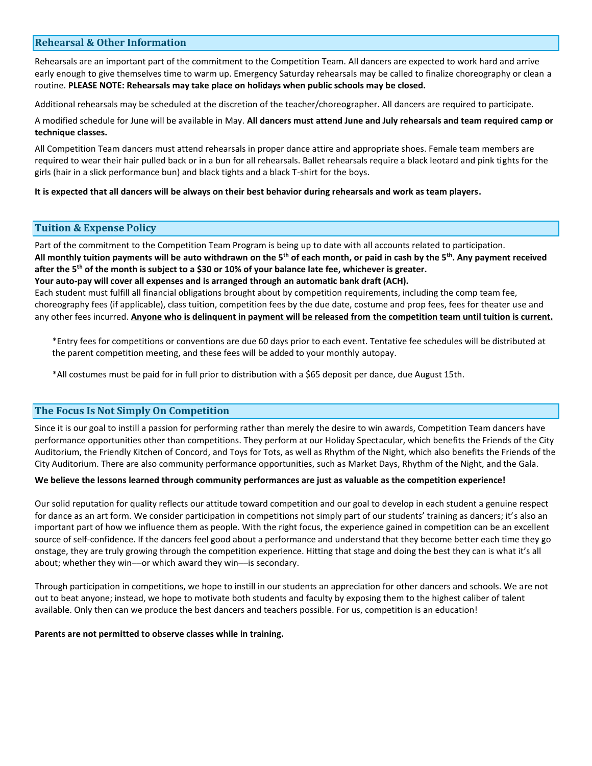## Rehearsal & Other Information

Rehearsals are an important part of the commitment to the Competition Team. All dancers are expected to work hard and arrive early enough to give themselves time to warm up. Emergency Saturday rehearsals may be called to finalize choreography or clean a routine. **PLEASE NOTE: Rehearsals may take place on holidays when public schools may be closed.**

Additional rehearsals may be scheduled at the discretion of the teacher/choreographer. All dancers are required to participate.

A modified schedule for June will be available in May. **All dancers must attend June and July rehearsals and team required camp or technique classes.**

All Competition Team dancers must attend rehearsals in proper dance attire and appropriate shoes. Female team members are required to wear their hair pulled back or in a bun for all rehearsals. Ballet rehearsals require a black leotard and pink tights for the girls (hair in a slick performance bun) and black tights and a black T-shirt for the boys.

**It is expected that all dancers will be always on their best behavior during rehearsals and work as team players.**

## Tuition & Expense Policy

Part of the commitment to the Competition Team Program is being up to date with all accounts related to participation.
**All monthly tuition payments will be auto withdrawn on the 5th of each month, or paid in cash by the 5th. Any payment received after the 5th of the month is subject to a $30 or 10% of your balance late fee, whichever is greater.**
**Your auto-pay will cover all expenses and is arranged through an automatic bank draft (ACH).**
Each student must fulfill all financial obligations brought about by competition requirements, including the comp team fee, choreography fees (if applicable), class tuition, competition fees by the due date, costume and prop fees, fees for theater use and any other fees incurred. **Anyone who is delinquent in payment will be released from the competition team until tuition is current.**

*Entry fees for competitions or conventions are due 60 days prior to each event. Tentative fee schedules will be distributed at the parent competition meeting, and these fees will be added to your monthly autopay.

*All costumes must be paid for in full prior to distribution with a $65 deposit per dance, due August 15th.

## The Focus Is Not Simply On Competition

Since it is our goal to instill a passion for performing rather than merely the desire to win awards, Competition Team dancers have performance opportunities other than competitions. They perform at our Holiday Spectacular, which benefits the Friends of the City Auditorium, the Friendly Kitchen of Concord, and Toys for Tots, as well as Rhythm of the Night, which also benefits the Friends of the City Auditorium. There are also community performance opportunities, such as Market Days, Rhythm of the Night, and the Gala.

**We believe the lessons learned through community performances are just as valuable as the competition experience!**

Our solid reputation for quality reflects our attitude toward competition and our goal to develop in each student a genuine respect for dance as an art form. We consider participation in competitions not simply part of our students' training as dancers; it's also an important part of how we influence them as people. With the right focus, the experience gained in competition can be an excellent source of self-confidence. If the dancers feel good about a performance and understand that they become better each time they go onstage, they are truly growing through the competition experience. Hitting that stage and doing the best they can is what it's all about; whether they win—or which award they win—is secondary.

Through participation in competitions, we hope to instill in our students an appreciation for other dancers and schools. We are not out to beat anyone; instead, we hope to motivate both students and faculty by exposing them to the highest caliber of talent available. Only then can we produce the best dancers and teachers possible. For us, competition is an education!

**Parents are not permitted to observe classes while in training.**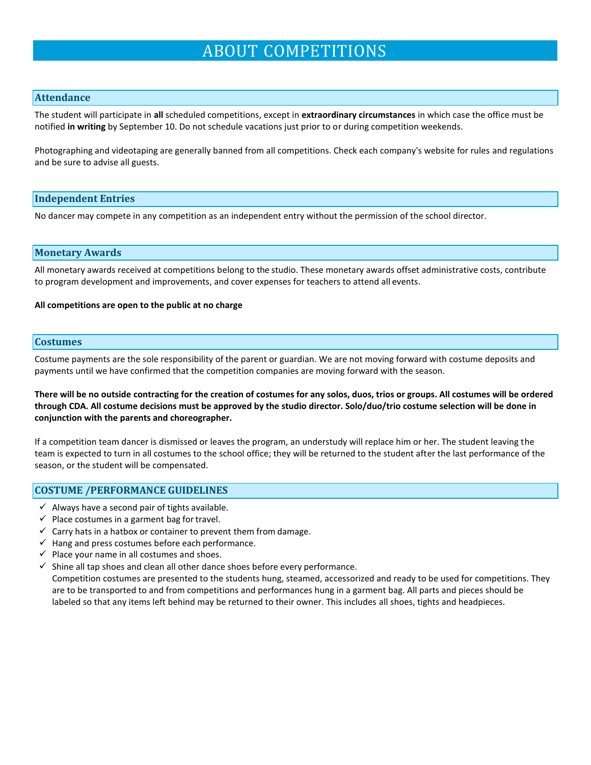# ABOUT COMPETITIONS

## Attendance

The student will participate in **all** scheduled competitions, except in **extraordinary circumstances** in which case the office must be notified **in writing** by September 10. Do not schedule vacations just prior to or during competition weekends.

Photographing and videotaping are generally banned from all competitions. Check each company's website for rules and regulations and be sure to advise all guests.

## Independent Entries

No dancer may compete in any competition as an independent entry without the permission of the school director.

## Monetary Awards

All monetary awards received at competitions belong to the studio. These monetary awards offset administrative costs, contribute to program development and improvements, and cover expenses for teachers to attend all events.

**All competitions are open to the public at no charge**

## Costumes

Costume payments are the sole responsibility of the parent or guardian. We are not moving forward with costume deposits and payments until we have confirmed that the competition companies are moving forward with the season.

**There will be no outside contracting for the creation of costumes for any solos, duos, trios or groups. All costumes will be ordered through CDA. All costume decisions must be approved by the studio director. Solo/duo/trio costume selection will be done in conjunction with the parents and choreographer.**

If a competition team dancer is dismissed or leaves the program, an understudy will replace him or her. The student leaving the team is expected to turn in all costumes to the school office; they will be returned to the student after the last performance of the season, or the student will be compensated.

## COSTUME /PERFORMANCE GUIDELINES

- ✓ Always have a second pair of tights available.
- ✓ Place costumes in a garment bag for travel.
- ✓ Carry hats in a hatbox or container to prevent them from damage.
- ✓ Hang and press costumes before each performance.
- ✓ Place your name in all costumes and shoes.
- ✓ Shine all tap shoes and clean all other dance shoes before every performance.

  Competition costumes are presented to the students hung, steamed, accessorized and ready to be used for competitions. They are to be transported to and from competitions and performances hung in a garment bag. All parts and pieces should be labeled so that any items left behind may be returned to their owner. This includes all shoes, tights and headpieces.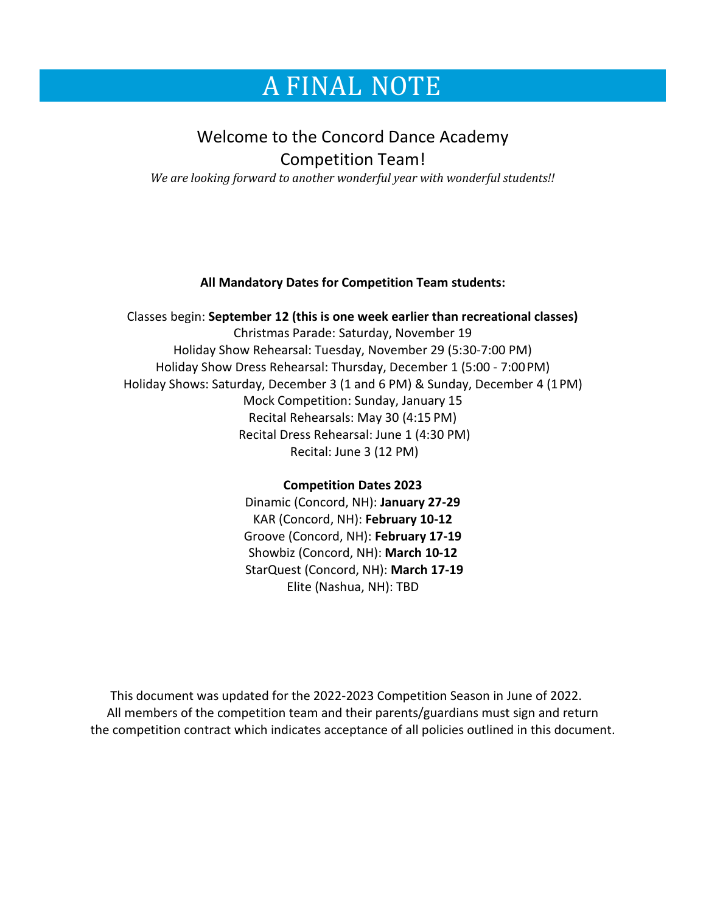# A FINAL NOTE

## Welcome to the Concord Dance Academy Competition Team!

*We are looking forward to another wonderful year with wonderful students!!*

**All Mandatory Dates for Competition Team students:**

Classes begin: **September 12 (this is one week earlier than recreational classes)**
Christmas Parade: Saturday, November 19
Holiday Show Rehearsal: Tuesday, November 29 (5:30-7:00 PM)
Holiday Show Dress Rehearsal: Thursday, December 1 (5:00 - 7:00 PM)
Holiday Shows: Saturday, December 3 (1 and 6 PM) & Sunday, December 4 (1 PM)
Mock Competition: Sunday, January 15
Recital Rehearsals: May 30 (4:15 PM)
Recital Dress Rehearsal: June 1 (4:30 PM)
Recital: June 3 (12 PM)

**Competition Dates 2023**

Dinamic (Concord, NH): **January 27-29**
KAR (Concord, NH): **February 10-12**
Groove (Concord, NH): **February 17-19**
Showbiz (Concord, NH): **March 10-12**
StarQuest (Concord, NH): **March 17-19**
Elite (Nashua, NH): TBD

This document was updated for the 2022-2023 Competition Season in June of 2022. All members of the competition team and their parents/guardians must sign and return the competition contract which indicates acceptance of all policies outlined in this document.